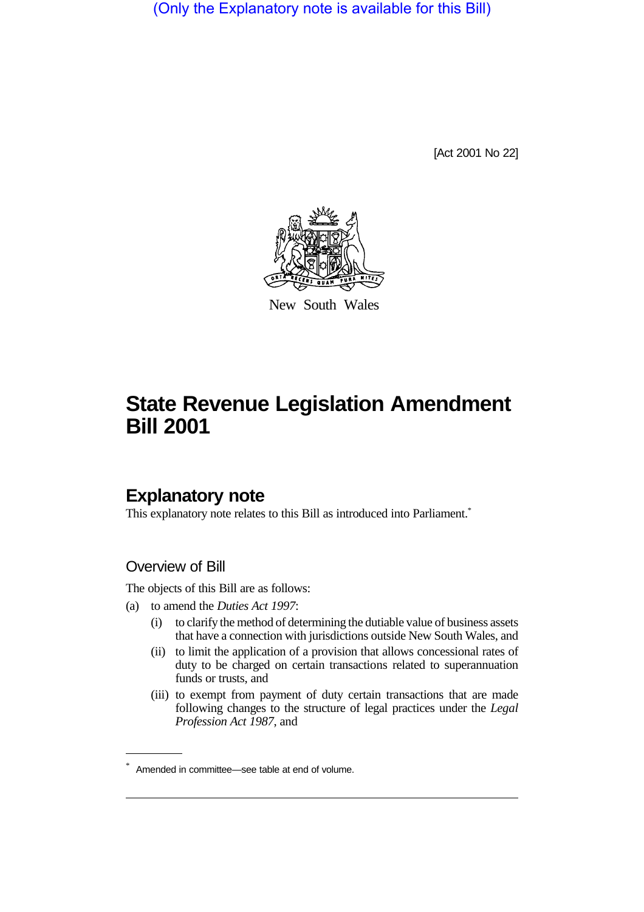(Only the Explanatory note is available for this Bill)

[Act 2001 No 22]

New South Wales

# State Revenue Legislation Amendment Bill 2001

## Explanatory note

This explanatory note relates to this Bill as introduced into Parliament.*

### Overview of Bill

The objects of this Bill are as follows:

(a) to amend the *Duties Act 1997*:

(i) to clarify the method of determining the dutiable value of business assets that have a connection with jurisdictions outside New South Wales, and

(ii) to limit the application of a provision that allows concessional rates of duty to be charged on certain transactions related to superannuation funds or trusts, and

(iii) to exempt from payment of duty certain transactions that are made following changes to the structure of legal practices under the *Legal Profession Act 1987*, and

* Amended in committee—see table at end of volume.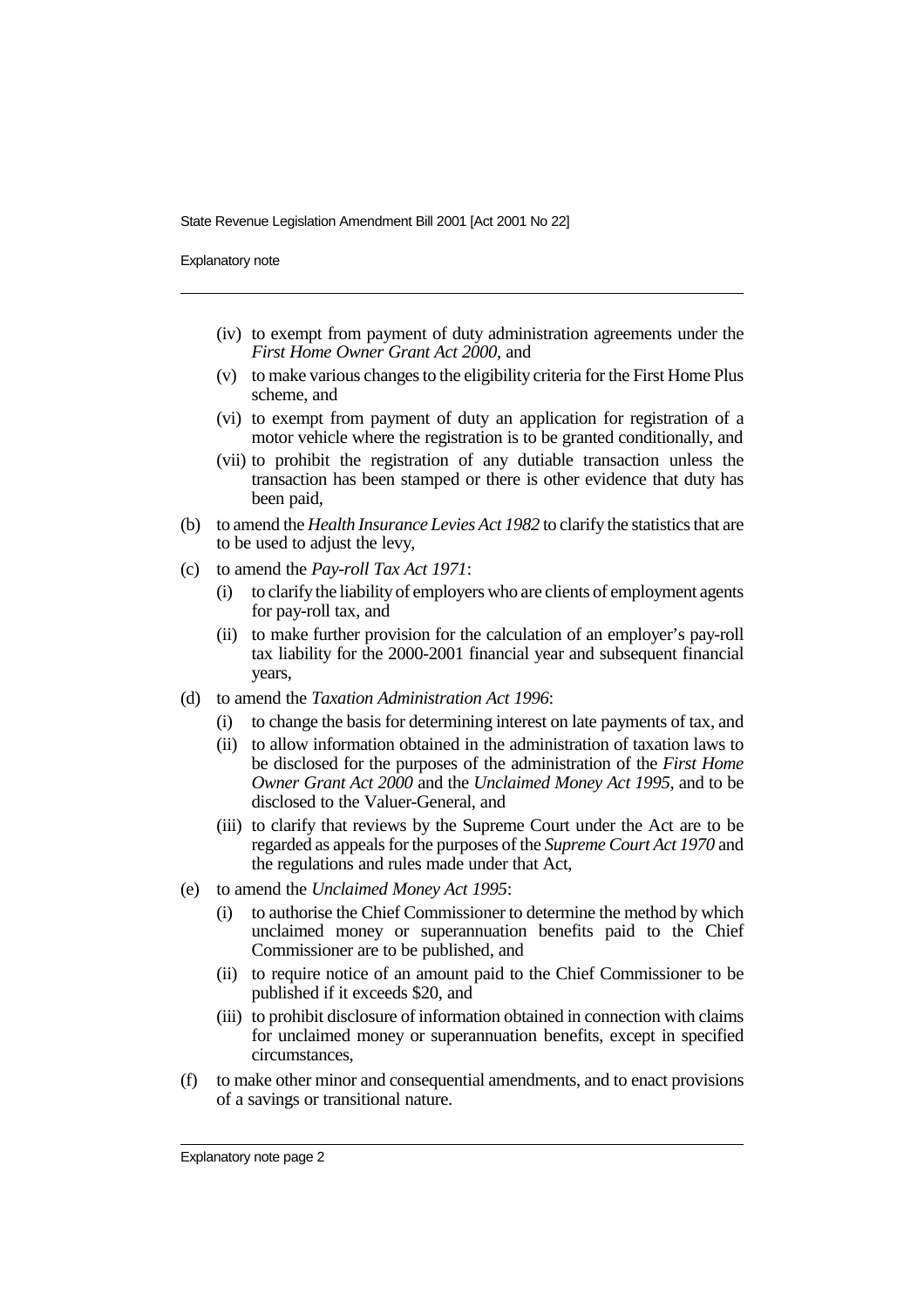- (iv) to exempt from payment of duty administration agreements under the *First Home Owner Grant Act 2000*, and
- (v) to make various changes to the eligibility criteria for the First Home Plus scheme, and
- (vi) to exempt from payment of duty an application for registration of a motor vehicle where the registration is to be granted conditionally, and
- (vii) to prohibit the registration of any dutiable transaction unless the transaction has been stamped or there is other evidence that duty has been paid,

(b) to amend the *Health Insurance Levies Act 1982* to clarify the statistics that are to be used to adjust the levy,

(c) to amend the *Pay-roll Tax Act 1971*:

- (i) to clarify the liability of employers who are clients of employment agents for pay-roll tax, and
- (ii) to make further provision for the calculation of an employer's pay-roll tax liability for the 2000-2001 financial year and subsequent financial years,

(d) to amend the *Taxation Administration Act 1996*:

- (i) to change the basis for determining interest on late payments of tax, and
- (ii) to allow information obtained in the administration of taxation laws to be disclosed for the purposes of the administration of the *First Home Owner Grant Act 2000* and the *Unclaimed Money Act 1995*, and to be disclosed to the Valuer-General, and
- (iii) to clarify that reviews by the Supreme Court under the Act are to be regarded as appeals for the purposes of the *Supreme Court Act 1970* and the regulations and rules made under that Act,

(e) to amend the *Unclaimed Money Act 1995*:

- (i) to authorise the Chief Commissioner to determine the method by which unclaimed money or superannuation benefits paid to the Chief Commissioner are to be published, and
- (ii) to require notice of an amount paid to the Chief Commissioner to be published if it exceeds $20, and
- (iii) to prohibit disclosure of information obtained in connection with claims for unclaimed money or superannuation benefits, except in specified circumstances,

(f) to make other minor and consequential amendments, and to enact provisions of a savings or transitional nature.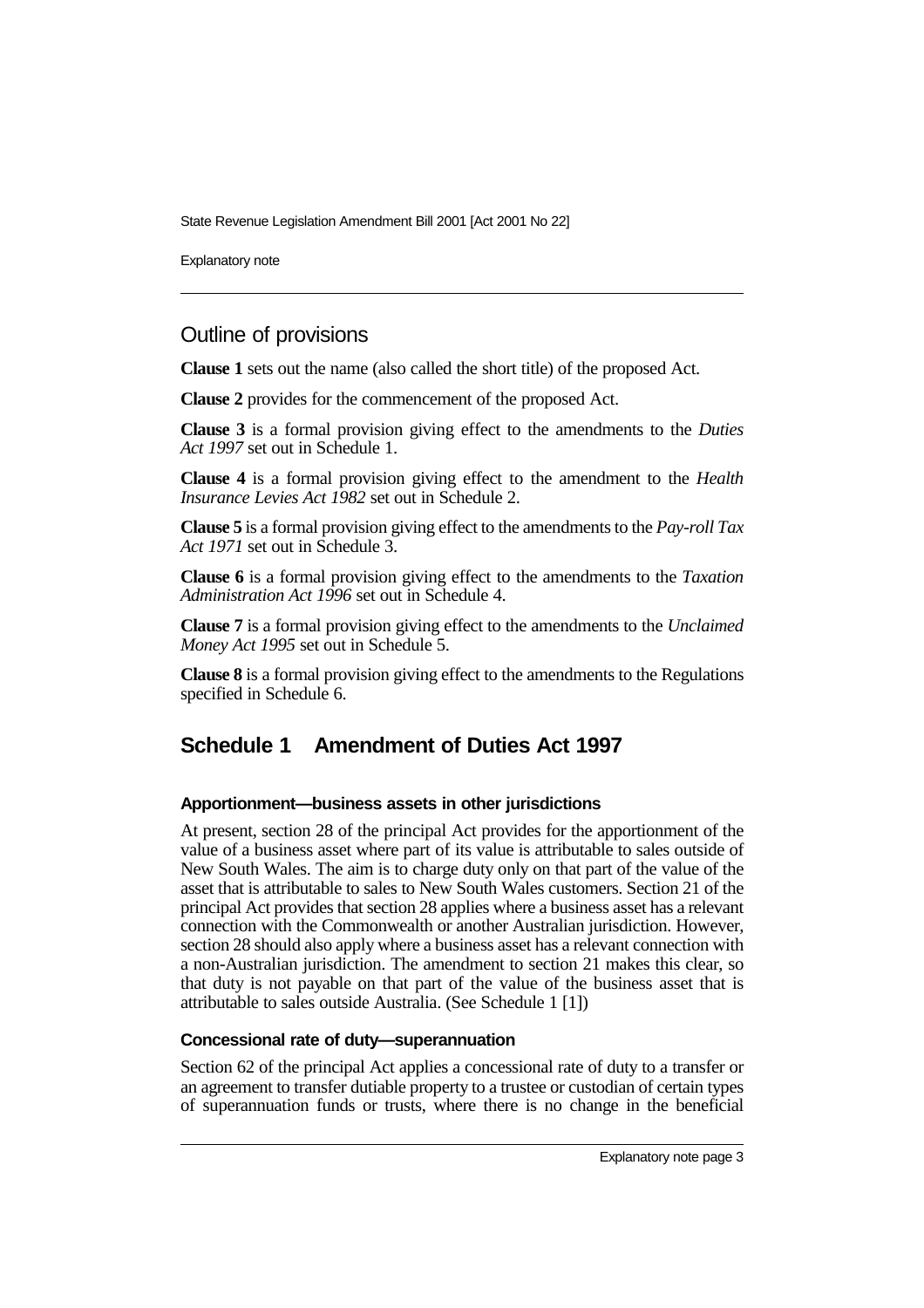## Outline of provisions

**Clause 1** sets out the name (also called the short title) of the proposed Act.

**Clause 2** provides for the commencement of the proposed Act.

**Clause 3** is a formal provision giving effect to the amendments to the *Duties Act 1997* set out in Schedule 1.

**Clause 4** is a formal provision giving effect to the amendment to the *Health Insurance Levies Act 1982* set out in Schedule 2.

**Clause 5** is a formal provision giving effect to the amendments to the *Pay-roll Tax Act 1971* set out in Schedule 3.

**Clause 6** is a formal provision giving effect to the amendments to the *Taxation Administration Act 1996* set out in Schedule 4.

**Clause 7** is a formal provision giving effect to the amendments to the *Unclaimed Money Act 1995* set out in Schedule 5.

**Clause 8** is a formal provision giving effect to the amendments to the Regulations specified in Schedule 6.

## Schedule 1 Amendment of Duties Act 1997

#### Apportionment—business assets in other jurisdictions

At present, section 28 of the principal Act provides for the apportionment of the value of a business asset where part of its value is attributable to sales outside of New South Wales. The aim is to charge duty only on that part of the value of the asset that is attributable to sales to New South Wales customers. Section 21 of the principal Act provides that section 28 applies where a business asset has a relevant connection with the Commonwealth or another Australian jurisdiction. However, section 28 should also apply where a business asset has a relevant connection with a non-Australian jurisdiction. The amendment to section 21 makes this clear, so that duty is not payable on that part of the value of the business asset that is attributable to sales outside Australia. (See Schedule 1 [1])

#### Concessional rate of duty—superannuation

Section 62 of the principal Act applies a concessional rate of duty to a transfer or an agreement to transfer dutiable property to a trustee or custodian of certain types of superannuation funds or trusts, where there is no change in the beneficial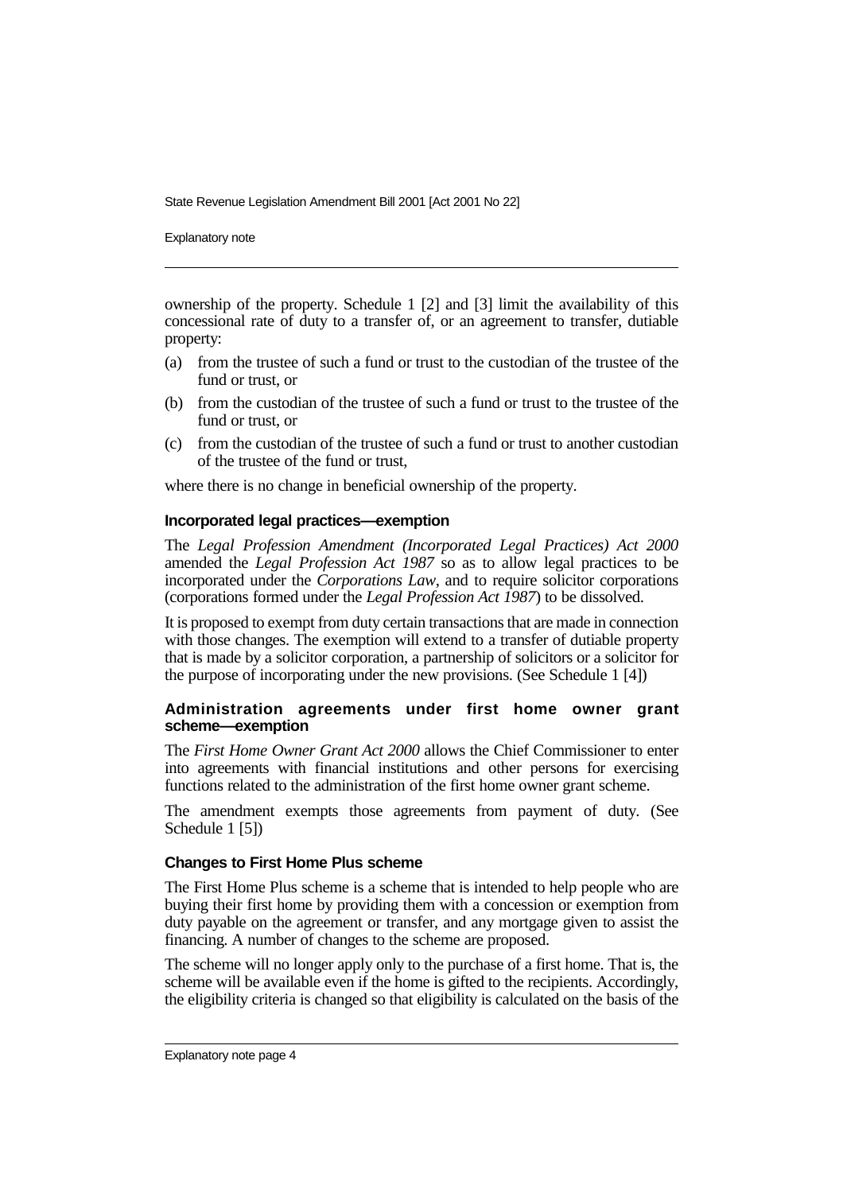ownership of the property. Schedule 1 [2] and [3] limit the availability of this concessional rate of duty to a transfer of, or an agreement to transfer, dutiable property:

(a) from the trustee of such a fund or trust to the custodian of the trustee of the fund or trust, or

(b) from the custodian of the trustee of such a fund or trust to the trustee of the fund or trust, or

(c) from the custodian of the trustee of such a fund or trust to another custodian of the trustee of the fund or trust,

where there is no change in beneficial ownership of the property.

### Incorporated legal practices—exemption

The *Legal Profession Amendment (Incorporated Legal Practices) Act 2000* amended the *Legal Profession Act 1987* so as to allow legal practices to be incorporated under the *Corporations Law*, and to require solicitor corporations (corporations formed under the *Legal Profession Act 1987*) to be dissolved.

It is proposed to exempt from duty certain transactions that are made in connection with those changes. The exemption will extend to a transfer of dutiable property that is made by a solicitor corporation, a partnership of solicitors or a solicitor for the purpose of incorporating under the new provisions. (See Schedule 1 [4])

### Administration agreements under first home owner grant scheme—exemption

The *First Home Owner Grant Act 2000* allows the Chief Commissioner to enter into agreements with financial institutions and other persons for exercising functions related to the administration of the first home owner grant scheme.

The amendment exempts those agreements from payment of duty. (See Schedule 1 [5])

### Changes to First Home Plus scheme

The First Home Plus scheme is a scheme that is intended to help people who are buying their first home by providing them with a concession or exemption from duty payable on the agreement or transfer, and any mortgage given to assist the financing. A number of changes to the scheme are proposed.

The scheme will no longer apply only to the purchase of a first home. That is, the scheme will be available even if the home is gifted to the recipients. Accordingly, the eligibility criteria is changed so that eligibility is calculated on the basis of the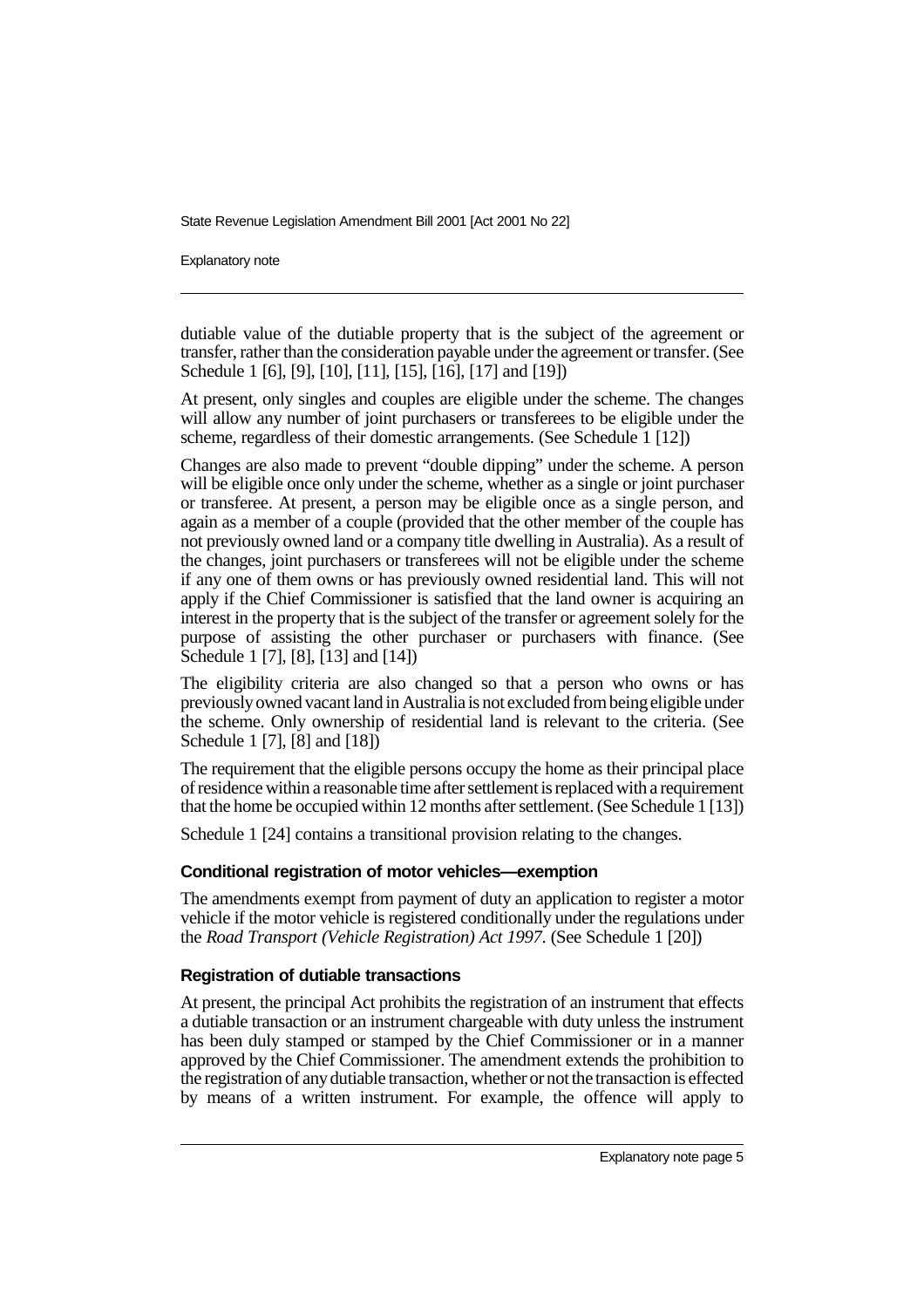dutiable value of the dutiable property that is the subject of the agreement or transfer, rather than the consideration payable under the agreement or transfer. (See Schedule 1 [6], [9], [10], [11], [15], [16], [17] and [19])

At present, only singles and couples are eligible under the scheme. The changes will allow any number of joint purchasers or transferees to be eligible under the scheme, regardless of their domestic arrangements. (See Schedule 1 [12])

Changes are also made to prevent "double dipping" under the scheme. A person will be eligible once only under the scheme, whether as a single or joint purchaser or transferee. At present, a person may be eligible once as a single person, and again as a member of a couple (provided that the other member of the couple has not previously owned land or a company title dwelling in Australia). As a result of the changes, joint purchasers or transferees will not be eligible under the scheme if any one of them owns or has previously owned residential land. This will not apply if the Chief Commissioner is satisfied that the land owner is acquiring an interest in the property that is the subject of the transfer or agreement solely for the purpose of assisting the other purchaser or purchasers with finance. (See Schedule 1 [7], [8], [13] and [14])

The eligibility criteria are also changed so that a person who owns or has previously owned vacant land in Australia is not excluded from being eligible under the scheme. Only ownership of residential land is relevant to the criteria. (See Schedule 1 [7], [8] and [18])

The requirement that the eligible persons occupy the home as their principal place of residence within a reasonable time after settlement is replaced with a requirement that the home be occupied within 12 months after settlement. (See Schedule 1 [13])

Schedule 1 [24] contains a transitional provision relating to the changes.

### Conditional registration of motor vehicles—exemption

The amendments exempt from payment of duty an application to register a motor vehicle if the motor vehicle is registered conditionally under the regulations under the *Road Transport (Vehicle Registration) Act 1997*. (See Schedule 1 [20])

### Registration of dutiable transactions

At present, the principal Act prohibits the registration of an instrument that effects a dutiable transaction or an instrument chargeable with duty unless the instrument has been duly stamped or stamped by the Chief Commissioner or in a manner approved by the Chief Commissioner. The amendment extends the prohibition to the registration of any dutiable transaction, whether or not the transaction is effected by means of a written instrument. For example, the offence will apply to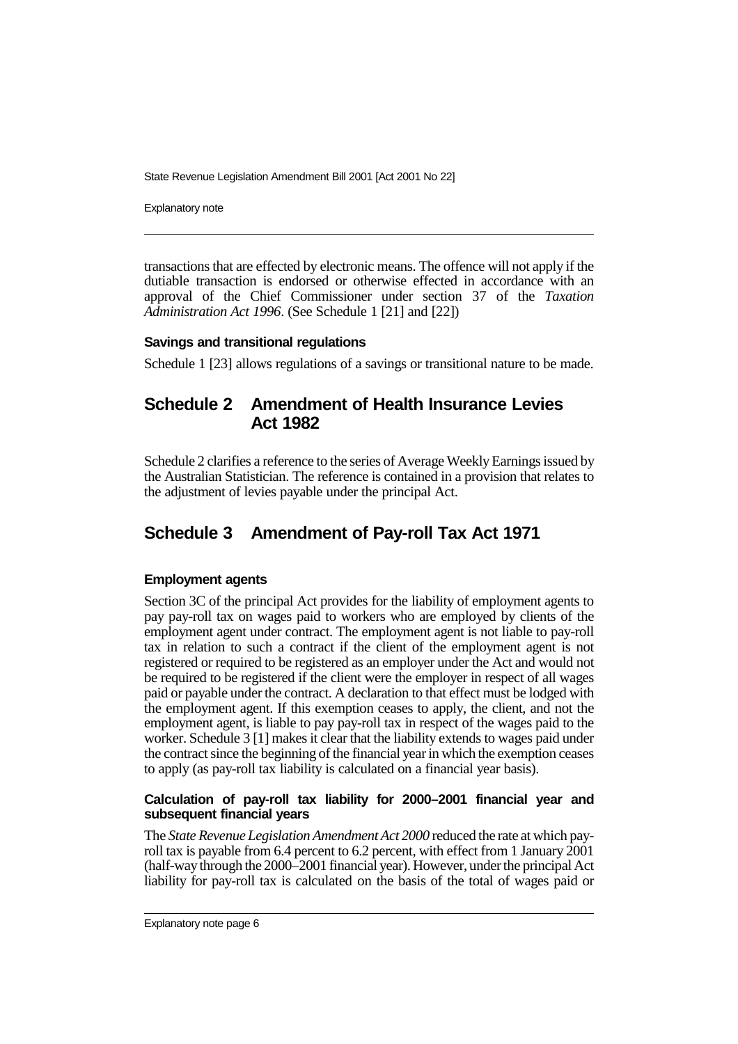transactions that are effected by electronic means. The offence will not apply if the dutiable transaction is endorsed or otherwise effected in accordance with an approval of the Chief Commissioner under section 37 of the *Taxation Administration Act 1996*. (See Schedule 1 [21] and [22])

### Savings and transitional regulations

Schedule 1 [23] allows regulations of a savings or transitional nature to be made.

## Schedule 2 Amendment of Health Insurance Levies Act 1982

Schedule 2 clarifies a reference to the series of Average Weekly Earnings issued by the Australian Statistician. The reference is contained in a provision that relates to the adjustment of levies payable under the principal Act.

## Schedule 3 Amendment of Pay-roll Tax Act 1971

### Employment agents

Section 3C of the principal Act provides for the liability of employment agents to pay pay-roll tax on wages paid to workers who are employed by clients of the employment agent under contract. The employment agent is not liable to pay-roll tax in relation to such a contract if the client of the employment agent is not registered or required to be registered as an employer under the Act and would not be required to be registered if the client were the employer in respect of all wages paid or payable under the contract. A declaration to that effect must be lodged with the employment agent. If this exemption ceases to apply, the client, and not the employment agent, is liable to pay pay-roll tax in respect of the wages paid to the worker. Schedule 3 [1] makes it clear that the liability extends to wages paid under the contract since the beginning of the financial year in which the exemption ceases to apply (as pay-roll tax liability is calculated on a financial year basis).

### Calculation of pay-roll tax liability for 2000–2001 financial year and subsequent financial years

The *State Revenue Legislation Amendment Act 2000* reduced the rate at which pay-roll tax is payable from 6.4 percent to 6.2 percent, with effect from 1 January 2001 (half-way through the 2000–2001 financial year). However, under the principal Act liability for pay-roll tax is calculated on the basis of the total of wages paid or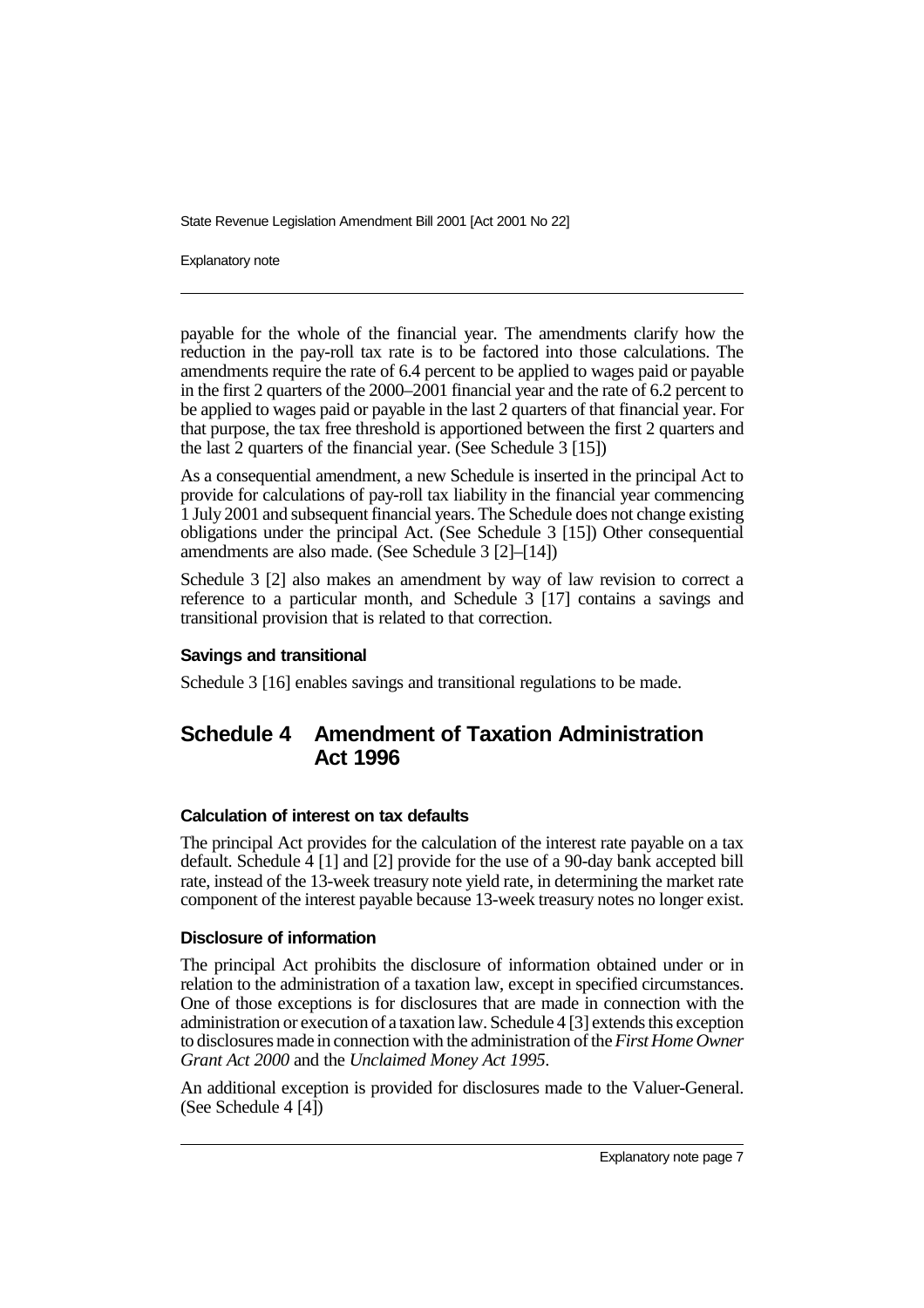payable for the whole of the financial year. The amendments clarify how the reduction in the pay-roll tax rate is to be factored into those calculations. The amendments require the rate of 6.4 percent to be applied to wages paid or payable in the first 2 quarters of the 2000–2001 financial year and the rate of 6.2 percent to be applied to wages paid or payable in the last 2 quarters of that financial year. For that purpose, the tax free threshold is apportioned between the first 2 quarters and the last 2 quarters of the financial year. (See Schedule 3 [15])

As a consequential amendment, a new Schedule is inserted in the principal Act to provide for calculations of pay-roll tax liability in the financial year commencing 1 July 2001 and subsequent financial years. The Schedule does not change existing obligations under the principal Act. (See Schedule 3 [15]) Other consequential amendments are also made. (See Schedule 3 [2]–[14])

Schedule 3 [2] also makes an amendment by way of law revision to correct a reference to a particular month, and Schedule 3 [17] contains a savings and transitional provision that is related to that correction.

#### Savings and transitional

Schedule 3 [16] enables savings and transitional regulations to be made.

## Schedule 4 Amendment of Taxation Administration Act 1996

#### Calculation of interest on tax defaults

The principal Act provides for the calculation of the interest rate payable on a tax default. Schedule 4 [1] and [2] provide for the use of a 90-day bank accepted bill rate, instead of the 13-week treasury note yield rate, in determining the market rate component of the interest payable because 13-week treasury notes no longer exist.

#### Disclosure of information

The principal Act prohibits the disclosure of information obtained under or in relation to the administration of a taxation law, except in specified circumstances. One of those exceptions is for disclosures that are made in connection with the administration or execution of a taxation law. Schedule 4 [3] extends this exception to disclosures made in connection with the administration of the *First Home Owner Grant Act 2000* and the *Unclaimed Money Act 1995*.

An additional exception is provided for disclosures made to the Valuer-General. (See Schedule 4 [4])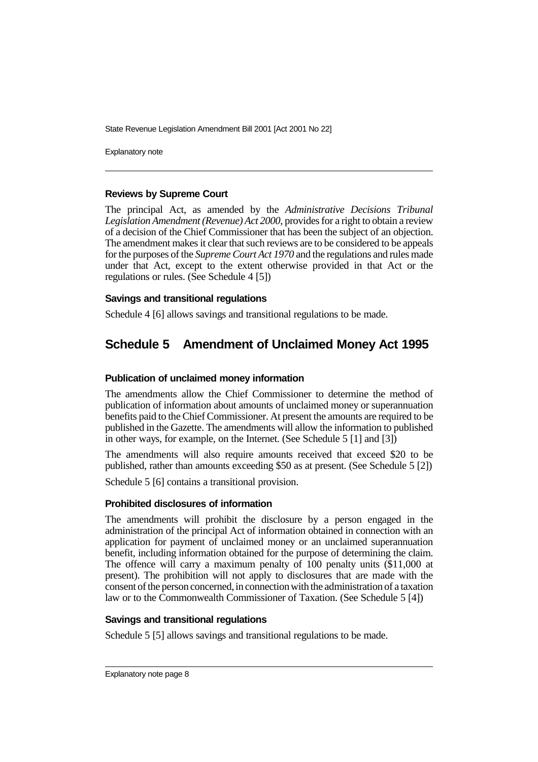#### Reviews by Supreme Court

The principal Act, as amended by the *Administrative Decisions Tribunal Legislation Amendment (Revenue) Act 2000*, provides for a right to obtain a review of a decision of the Chief Commissioner that has been the subject of an objection. The amendment makes it clear that such reviews are to be considered to be appeals for the purposes of the *Supreme Court Act 1970* and the regulations and rules made under that Act, except to the extent otherwise provided in that Act or the regulations or rules. (See Schedule 4 [5])

#### Savings and transitional regulations

Schedule 4 [6] allows savings and transitional regulations to be made.

## Schedule 5 Amendment of Unclaimed Money Act 1995

#### Publication of unclaimed money information

The amendments allow the Chief Commissioner to determine the method of publication of information about amounts of unclaimed money or superannuation benefits paid to the Chief Commissioner. At present the amounts are required to be published in the Gazette. The amendments will allow the information to published in other ways, for example, on the Internet. (See Schedule 5 [1] and [3])

The amendments will also require amounts received that exceed $20 to be published, rather than amounts exceeding $50 as at present. (See Schedule 5 [2])

Schedule 5 [6] contains a transitional provision.

#### Prohibited disclosures of information

The amendments will prohibit the disclosure by a person engaged in the administration of the principal Act of information obtained in connection with an application for payment of unclaimed money or an unclaimed superannuation benefit, including information obtained for the purpose of determining the claim. The offence will carry a maximum penalty of 100 penalty units ($11,000 at present). The prohibition will not apply to disclosures that are made with the consent of the person concerned, in connection with the administration of a taxation law or to the Commonwealth Commissioner of Taxation. (See Schedule 5 [4])

#### Savings and transitional regulations

Schedule 5 [5] allows savings and transitional regulations to be made.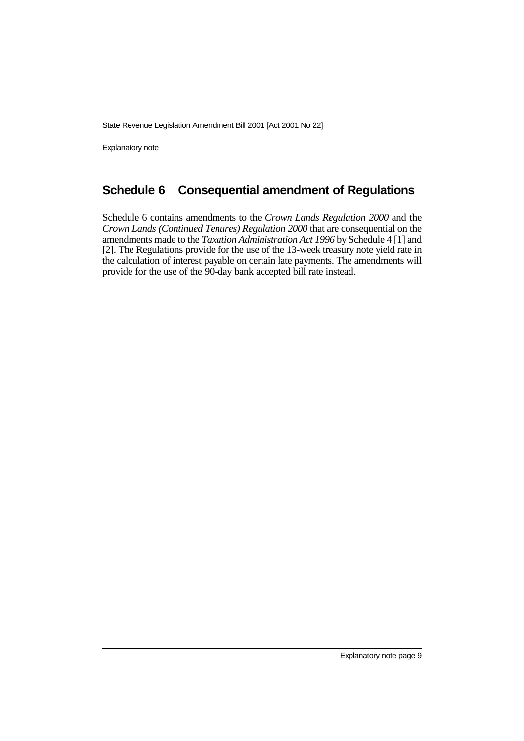## Schedule 6 Consequential amendment of Regulations

Schedule 6 contains amendments to the *Crown Lands Regulation 2000* and the *Crown Lands (Continued Tenures) Regulation 2000* that are consequential on the amendments made to the *Taxation Administration Act 1996* by Schedule 4 [1] and [2]. The Regulations provide for the use of the 13-week treasury note yield rate in the calculation of interest payable on certain late payments. The amendments will provide for the use of the 90-day bank accepted bill rate instead.